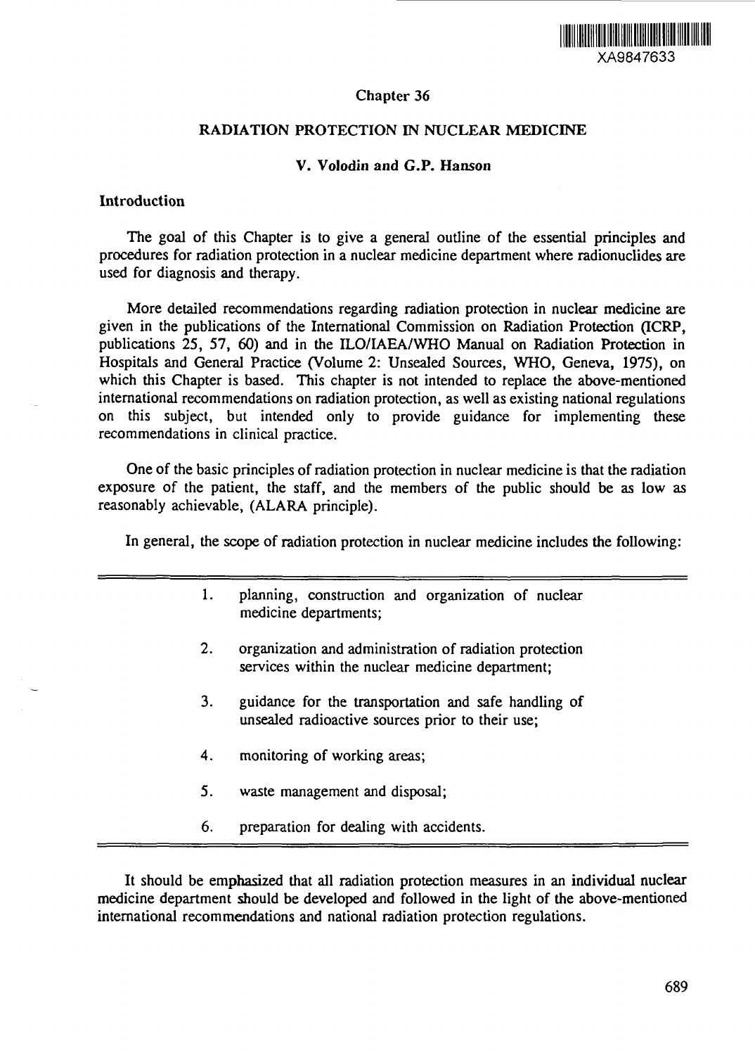XA9847633

## Chapter 36

# RADIATION PROTECTION IN NUCLEAR MEDICINE

**V. Volodin and G.P. Hanson**

### Introduction

The goal of this Chapter is to give a general outline of the essential principles and procedures for radiation protection in a nuclear medicine department where radionuclides are used for diagnosis and therapy.

More detailed recommendations regarding radiation protection in nuclear medicine are given in the publications of the International Commission on Radiation Protection (ICRP, publications 25, 57, 60) and in the ILO/IAEA/WHO Manual on Radiation Protection in Hospitals and General Practice (Volume 2: Unsealed Sources, WHO, Geneva, 1975), on which this Chapter is based. This chapter is not intended to replace the above-mentioned international recommendations on radiation protection, as well as existing national regulations on this subject, but intended only to provide guidance for implementing these recommendations in clinical practice.

One of the basic principles of radiation protection in nuclear medicine is that the radiation exposure of the patient, the staff, and the members of the public should be as low as reasonably achievable, (ALARA principle).

In general, the scope of radiation protection in nuclear medicine includes the following:

1. planning, construction and organization of nuclear medicine departments;
2. organization and administration of radiation protection services within the nuclear medicine department;
3. guidance for the transportation and safe handling of unsealed radioactive sources prior to their use;
4. monitoring of working areas;
5. waste management and disposal;
6. preparation for dealing with accidents.

It should be emphasized that all radiation protection measures in an individual nuclear medicine department should be developed and followed in the light of the above-mentioned international recommendations and national radiation protection regulations.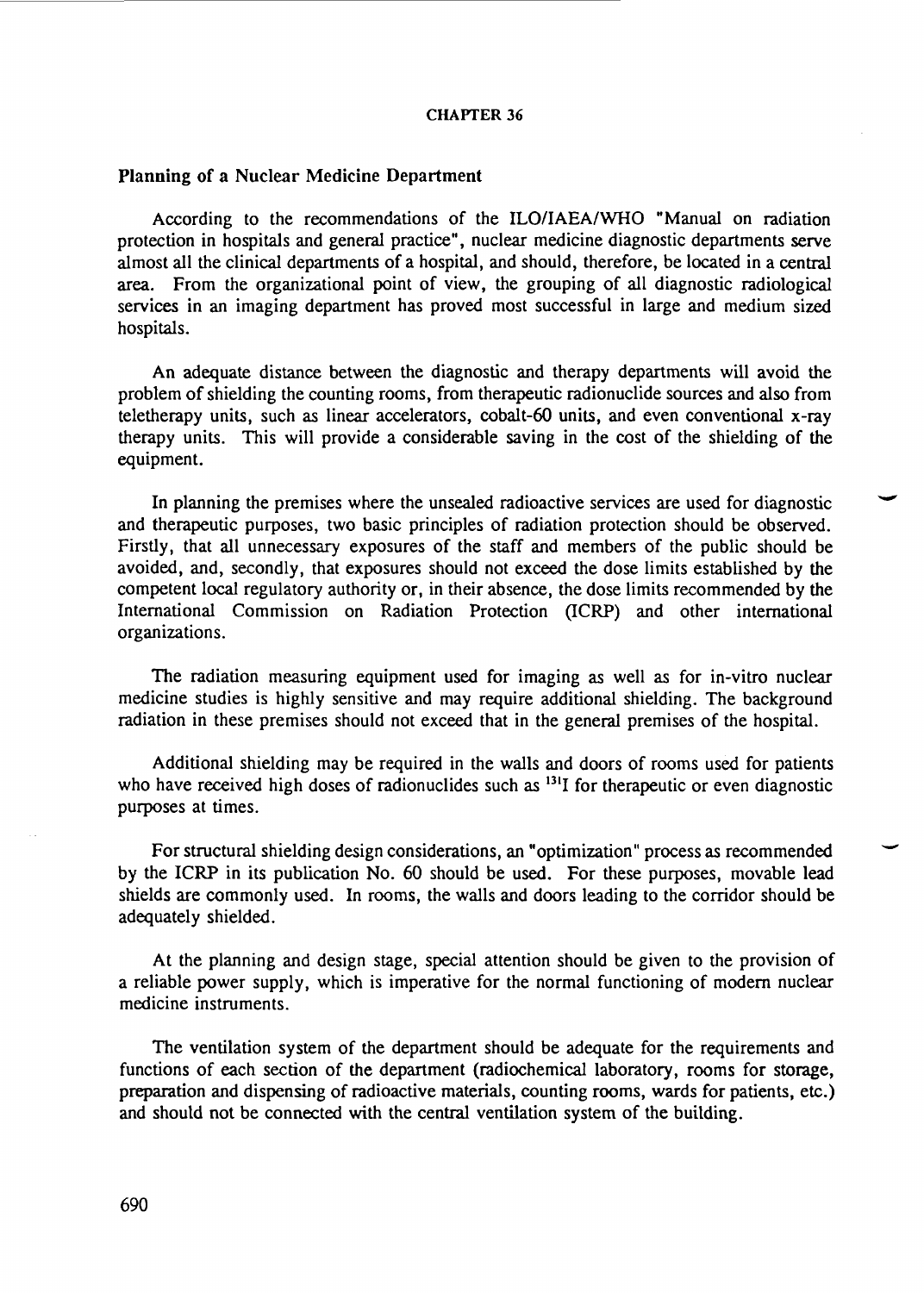CHAPTER 36

## Planning of a Nuclear Medicine Department

According to the recommendations of the ILO/IAEA/WHO "Manual on radiation protection in hospitals and general practice", nuclear medicine diagnostic departments serve almost all the clinical departments of a hospital, and should, therefore, be located in a central area. From the organizational point of view, the grouping of all diagnostic radiological services in an imaging department has proved most successful in large and medium sized hospitals.

An adequate distance between the diagnostic and therapy departments will avoid the problem of shielding the counting rooms, from therapeutic radionuclide sources and also from teletherapy units, such as linear accelerators, cobalt-60 units, and even conventional x-ray therapy units. This will provide a considerable saving in the cost of the shielding of the equipment.

In planning the premises where the unsealed radioactive services are used for diagnostic and therapeutic purposes, two basic principles of radiation protection should be observed. Firstly, that all unnecessary exposures of the staff and members of the public should be avoided, and, secondly, that exposures should not exceed the dose limits established by the competent local regulatory authority or, in their absence, the dose limits recommended by the International Commission on Radiation Protection (ICRP) and other international organizations.

The radiation measuring equipment used for imaging as well as for in-vitro nuclear medicine studies is highly sensitive and may require additional shielding. The background radiation in these premises should not exceed that in the general premises of the hospital.

Additional shielding may be required in the walls and doors of rooms used for patients who have received high doses of radionuclides such as $^{131}I$ for therapeutic or even diagnostic purposes at times.

For structural shielding design considerations, an "optimization" process as recommended by the ICRP in its publication No. 60 should be used. For these purposes, movable lead shields are commonly used. In rooms, the walls and doors leading to the corridor should be adequately shielded.

At the planning and design stage, special attention should be given to the provision of a reliable power supply, which is imperative for the normal functioning of modern nuclear medicine instruments.

The ventilation system of the department should be adequate for the requirements and functions of each section of the department (radiochemical laboratory, rooms for storage, preparation and dispensing of radioactive materials, counting rooms, wards for patients, etc.) and should not be connected with the central ventilation system of the building.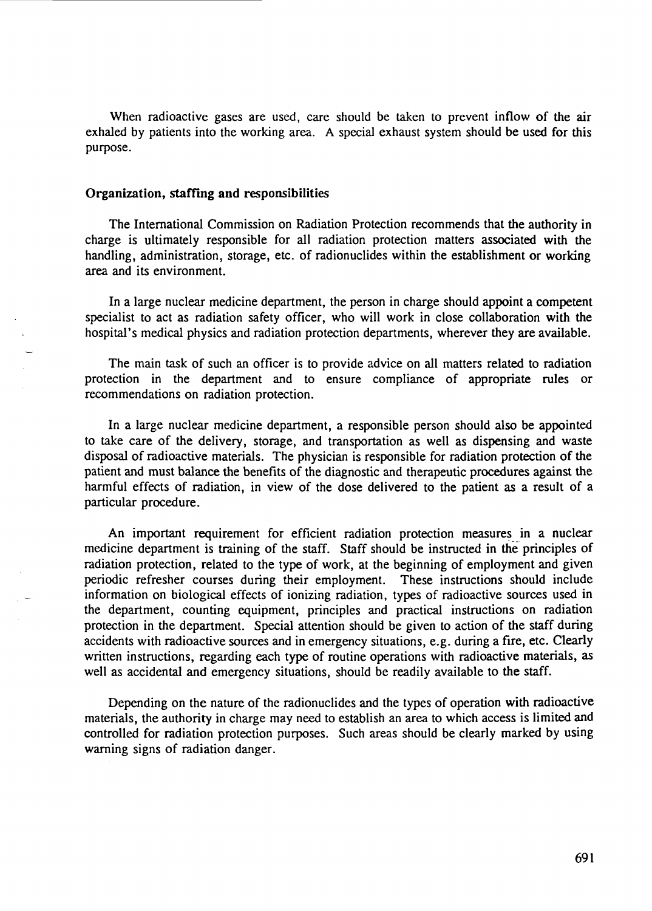When radioactive gases are used, care should be taken to prevent inflow of the air exhaled by patients into the working area. A special exhaust system should be used for this purpose.

## Organization, staffing and responsibilities

The International Commission on Radiation Protection recommends that the authority in charge is ultimately responsible for all radiation protection matters associated with the handling, administration, storage, etc. of radionuclides within the establishment or working area and its environment.

In a large nuclear medicine department, the person in charge should appoint a competent specialist to act as radiation safety officer, who will work in close collaboration with the hospital's medical physics and radiation protection departments, wherever they are available.

The main task of such an officer is to provide advice on all matters related to radiation protection in the department and to ensure compliance of appropriate rules or recommendations on radiation protection.

In a large nuclear medicine department, a responsible person should also be appointed to take care of the delivery, storage, and transportation as well as dispensing and waste disposal of radioactive materials. The physician is responsible for radiation protection of the patient and must balance the benefits of the diagnostic and therapeutic procedures against the harmful effects of radiation, in view of the dose delivered to the patient as a result of a particular procedure.

An important requirement for efficient radiation protection measures in a nuclear medicine department is training of the staff. Staff should be instructed in the principles of radiation protection, related to the type of work, at the beginning of employment and given periodic refresher courses during their employment. These instructions should include information on biological effects of ionizing radiation, types of radioactive sources used in the department, counting equipment, principles and practical instructions on radiation protection in the department. Special attention should be given to action of the staff during accidents with radioactive sources and in emergency situations, e.g. during a fire, etc. Clearly written instructions, regarding each type of routine operations with radioactive materials, as well as accidental and emergency situations, should be readily available to the staff.

Depending on the nature of the radionuclides and the types of operation with radioactive materials, the authority in charge may need to establish an area to which access is limited and controlled for radiation protection purposes. Such areas should be clearly marked by using warning signs of radiation danger.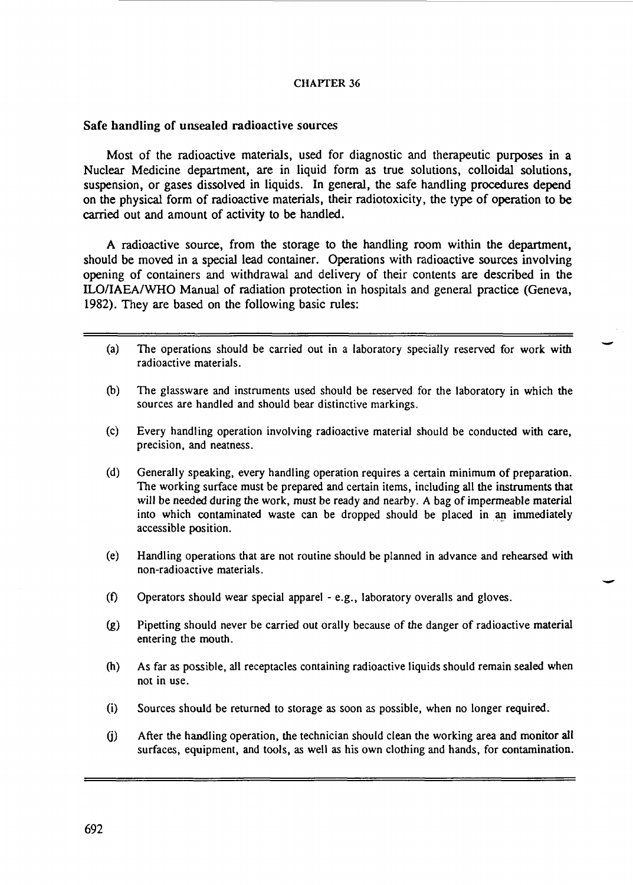# CHAPTER 36

## Safe handling of unsealed radioactive sources

Most of the radioactive materials, used for diagnostic and therapeutic purposes in a Nuclear Medicine department, are in liquid form as true solutions, colloidal solutions, suspension, or gases dissolved in liquids. In general, the safe handling procedures depend on the physical form of radioactive materials, their radiotoxicity, the type of operation to be carried out and amount of activity to be handled.

A radioactive source, from the storage to the handling room within the department, should be moved in a special lead container. Operations with radioactive sources involving opening of containers and withdrawal and delivery of their contents are described in the ILO/IAEA/WHO Manual of radiation protection in hospitals and general practice (Geneva, 1982). They are based on the following basic rules:

---

(a) The operations should be carried out in a laboratory specially reserved for work with radioactive materials.

(b) The glassware and instruments used should be reserved for the laboratory in which the sources are handled and should bear distinctive markings.

(c) Every handling operation involving radioactive material should be conducted with care, precision, and neatness.

(d) Generally speaking, every handling operation requires a certain minimum of preparation. The working surface must be prepared and certain items, including all the instruments that will be needed during the work, must be ready and nearby. A bag of impermeable material into which contaminated waste can be dropped should be placed in an immediately accessible position.

(e) Handling operations that are not routine should be planned in advance and rehearsed with non-radioactive materials.

(f) Operators should wear special apparel - e.g., laboratory overalls and gloves.

(g) Pipetting should never be carried out orally because of the danger of radioactive material entering the mouth.

(h) As far as possible, all receptacles containing radioactive liquids should remain sealed when not in use.

(i) Sources should be returned to storage as soon as possible, when no longer required.

(j) After the handling operation, the technician should clean the working area and monitor all surfaces, equipment, and tools, as well as his own clothing and hands, for contamination.

---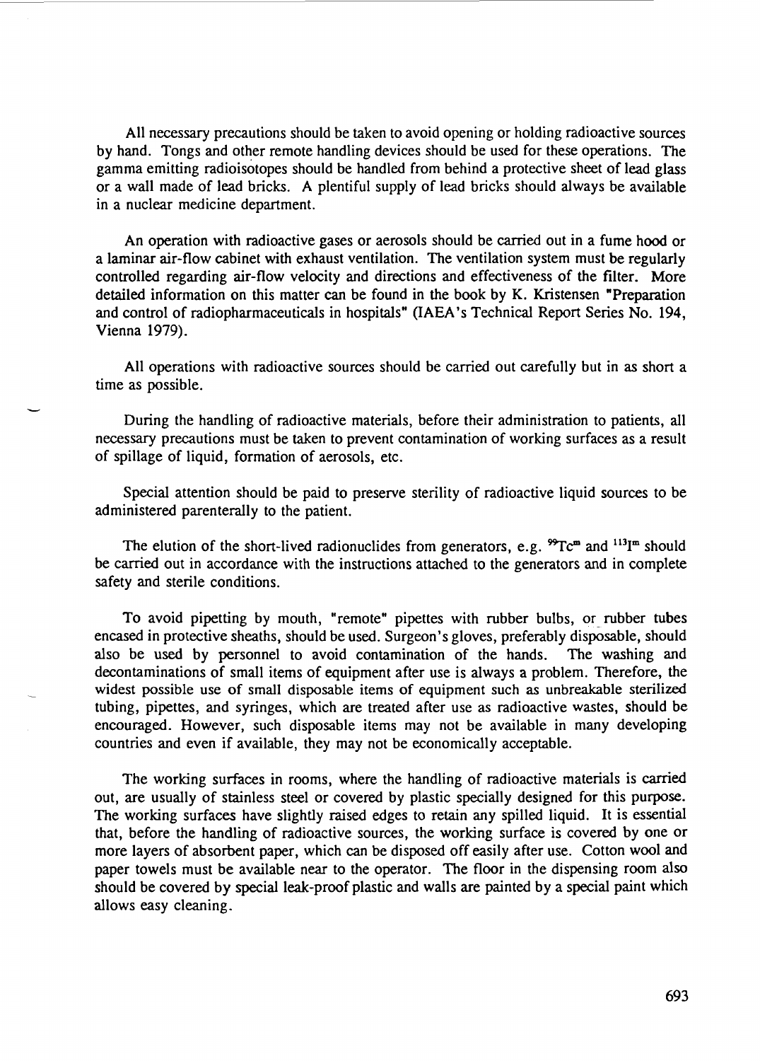All necessary precautions should be taken to avoid opening or holding radioactive sources by hand. Tongs and other remote handling devices should be used for these operations. The gamma emitting radioisotopes should be handled from behind a protective sheet of lead glass or a wall made of lead bricks. A plentiful supply of lead bricks should always be available in a nuclear medicine department.

An operation with radioactive gases or aerosols should be carried out in a fume hood or a laminar air-flow cabinet with exhaust ventilation. The ventilation system must be regularly controlled regarding air-flow velocity and directions and effectiveness of the filter. More detailed information on this matter can be found in the book by K. Kristensen "Preparation and control of radiopharmaceuticals in hospitals" (IAEA's Technical Report Series No. 194, Vienna 1979).

All operations with radioactive sources should be carried out carefully but in as short a time as possible.

During the handling of radioactive materials, before their administration to patients, all necessary precautions must be taken to prevent contamination of working surfaces as a result of spillage of liquid, formation of aerosols, etc.

Special attention should be paid to preserve sterility of radioactive liquid sources to be administered parenterally to the patient.

The elution of the short-lived radionuclides from generators, e.g. $^{99}Tc^{m}$ and $^{113}I^{m}$ should be carried out in accordance with the instructions attached to the generators and in complete safety and sterile conditions.

To avoid pipetting by mouth, "remote" pipettes with rubber bulbs, or rubber tubes encased in protective sheaths, should be used. Surgeon's gloves, preferably disposable, should also be used by personnel to avoid contamination of the hands. The washing and decontaminations of small items of equipment after use is always a problem. Therefore, the widest possible use of small disposable items of equipment such as unbreakable sterilized tubing, pipettes, and syringes, which are treated after use as radioactive wastes, should be encouraged. However, such disposable items may not be available in many developing countries and even if available, they may not be economically acceptable.

The working surfaces in rooms, where the handling of radioactive materials is carried out, are usually of stainless steel or covered by plastic specially designed for this purpose. The working surfaces have slightly raised edges to retain any spilled liquid. It is essential that, before the handling of radioactive sources, the working surface is covered by one or more layers of absorbent paper, which can be disposed off easily after use. Cotton wool and paper towels must be available near to the operator. The floor in the dispensing room also should be covered by special leak-proof plastic and walls are painted by a special paint which allows easy cleaning.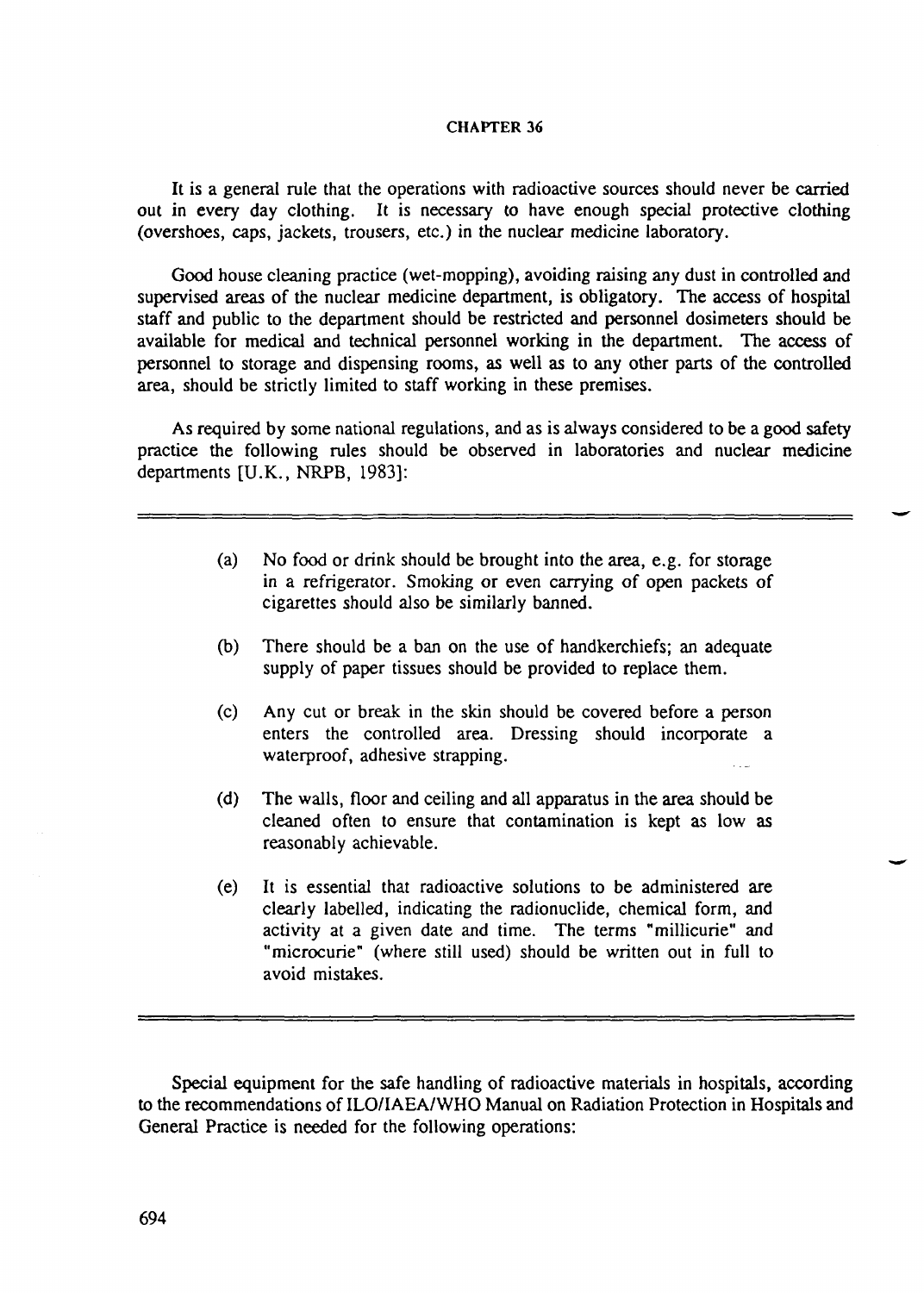It is a general rule that the operations with radioactive sources should never be carried out in every day clothing. It is necessary to have enough special protective clothing (overshoes, caps, jackets, trousers, etc.) in the nuclear medicine laboratory.

Good house cleaning practice (wet-mopping), avoiding raising any dust in controlled and supervised areas of the nuclear medicine department, is obligatory. The access of hospital staff and public to the department should be restricted and personnel dosimeters should be available for medical and technical personnel working in the department. The access of personnel to storage and dispensing rooms, as well as to any other parts of the controlled area, should be strictly limited to staff working in these premises.

As required by some national regulations, and as is always considered to be a good safety practice the following rules should be observed in laboratories and nuclear medicine departments [U.K., NRPB, 1983]:

---

(a) No food or drink should be brought into the area, e.g. for storage in a refrigerator. Smoking or even carrying of open packets of cigarettes should also be similarly banned.

(b) There should be a ban on the use of handkerchiefs; an adequate supply of paper tissues should be provided to replace them.

(c) Any cut or break in the skin should be covered before a person enters the controlled area. Dressing should incorporate a waterproof, adhesive strapping.

(d) The walls, floor and ceiling and all apparatus in the area should be cleaned often to ensure that contamination is kept as low as reasonably achievable.

(e) It is essential that radioactive solutions to be administered are clearly labelled, indicating the radionuclide, chemical form, and activity at a given date and time. The terms "millicurie" and "microcurie" (where still used) should be written out in full to avoid mistakes.

---

Special equipment for the safe handling of radioactive materials in hospitals, according to the recommendations of ILO/IAEA/WHO Manual on Radiation Protection in Hospitals and General Practice is needed for the following operations: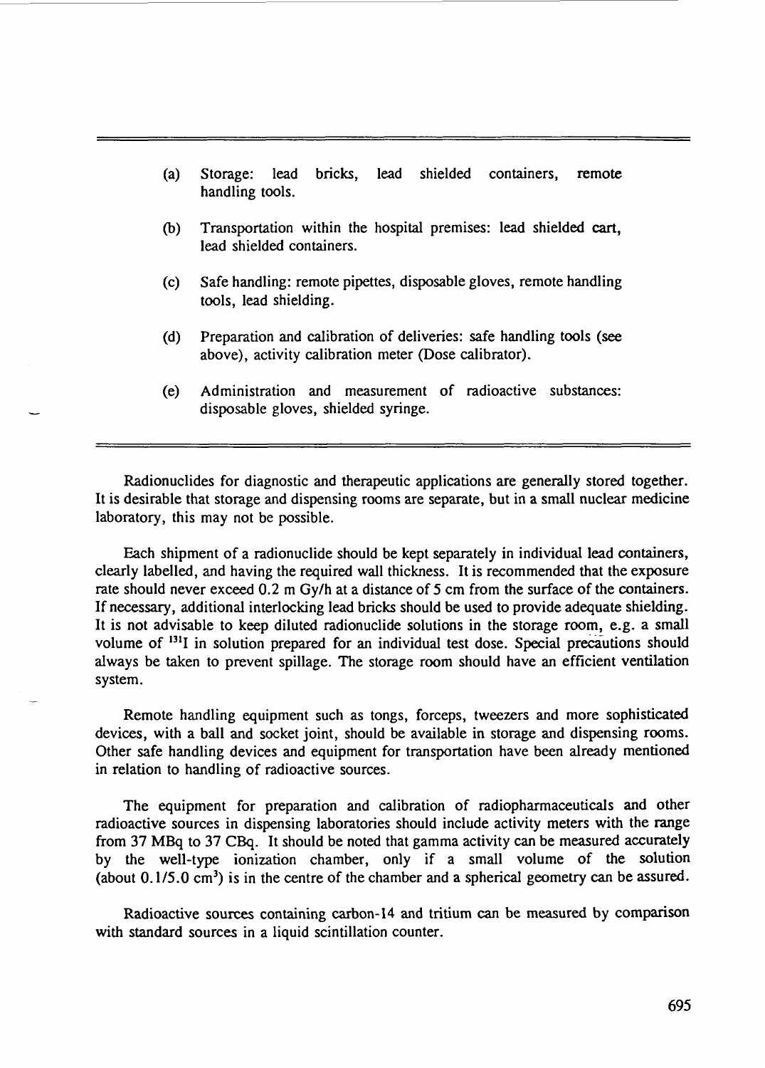(a) Storage: lead bricks, lead shielded containers, remote handling tools.

(b) Transportation within the hospital premises: lead shielded cart, lead shielded containers.

(c) Safe handling: remote pipettes, disposable gloves, remote handling tools, lead shielding.

(d) Preparation and calibration of deliveries: safe handling tools (see above), activity calibration meter (Dose calibrator).

(e) Administration and measurement of radioactive substances: disposable gloves, shielded syringe.

---

Radionuclides for diagnostic and therapeutic applications are generally stored together. It is desirable that storage and dispensing rooms are separate, but in a small nuclear medicine laboratory, this may not be possible.

Each shipment of a radionuclide should be kept separately in individual lead containers, clearly labelled, and having the required wall thickness. It is recommended that the exposure rate should never exceed 0.2 m Gy/h at a distance of 5 cm from the surface of the containers. If necessary, additional interlocking lead bricks should be used to provide adequate shielding. It is not advisable to keep diluted radionuclide solutions in the storage room, e.g. a small volume of $^{131}I$ in solution prepared for an individual test dose. Special precautions should always be taken to prevent spillage. The storage room should have an efficient ventilation system.

Remote handling equipment such as tongs, forceps, tweezers and more sophisticated devices, with a ball and socket joint, should be available in storage and dispensing rooms. Other safe handling devices and equipment for transportation have been already mentioned in relation to handling of radioactive sources.

The equipment for preparation and calibration of radiopharmaceuticals and other radioactive sources in dispensing laboratories should include activity meters with the range from 37 MBq to 37 CBq. It should be noted that gamma activity can be measured accurately by the well-type ionization chamber, only if a small volume of the solution (about 0.1/5.0 $cm^3$) is in the centre of the chamber and a spherical geometry can be assured.

Radioactive sources containing carbon-14 and tritium can be measured by comparison with standard sources in a liquid scintillation counter.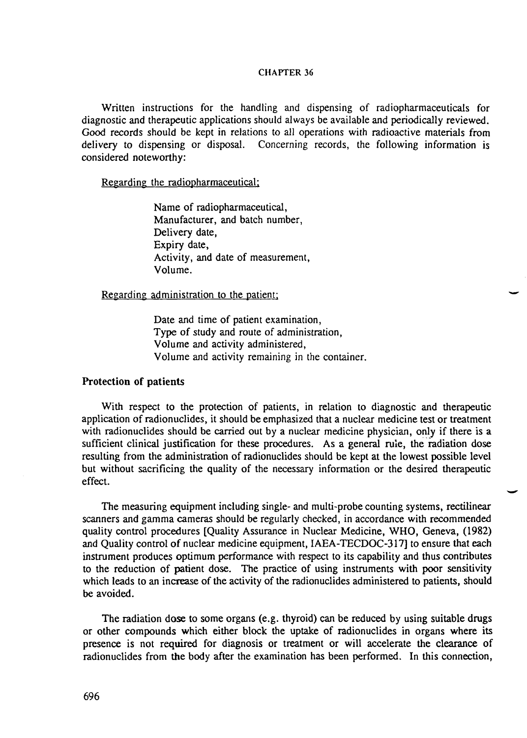Written instructions for the handling and dispensing of radiopharmaceuticals for diagnostic and therapeutic applications should always be available and periodically reviewed. Good records should be kept in relations to all operations with radioactive materials from delivery to dispensing or disposal. Concerning records, the following information is considered noteworthy:

Regarding the radiopharmaceutical;

- Name of radiopharmaceutical,
- Manufacturer, and batch number,
- Delivery date,
- Expiry date,
- Activity, and date of measurement,
- Volume.

Regarding administration to the patient;

- Date and time of patient examination,
- Type of study and route of administration,
- Volume and activity administered,
- Volume and activity remaining in the container.

### Protection of patients

With respect to the protection of patients, in relation to diagnostic and therapeutic application of radionuclides, it should be emphasized that a nuclear medicine test or treatment with radionuclides should be carried out by a nuclear medicine physician, only if there is a sufficient clinical justification for these procedures. As a general rule, the radiation dose resulting from the administration of radionuclides should be kept at the lowest possible level but without sacrificing the quality of the necessary information or the desired therapeutic effect.

The measuring equipment including single- and multi-probe counting systems, rectilinear scanners and gamma cameras should be regularly checked, in accordance with recommended quality control procedures [Quality Assurance in Nuclear Medicine, WHO, Geneva, (1982) and Quality control of nuclear medicine equipment, IAEA-TECDOC-317] to ensure that each instrument produces optimum performance with respect to its capability and thus contributes to the reduction of patient dose. The practice of using instruments with poor sensitivity which leads to an increase of the activity of the radionuclides administered to patients, should be avoided.

The radiation dose to some organs (e.g. thyroid) can be reduced by using suitable drugs or other compounds which either block the uptake of radionuclides in organs where its presence is not required for diagnosis or treatment or will accelerate the clearance of radionuclides from the body after the examination has been performed. In this connection,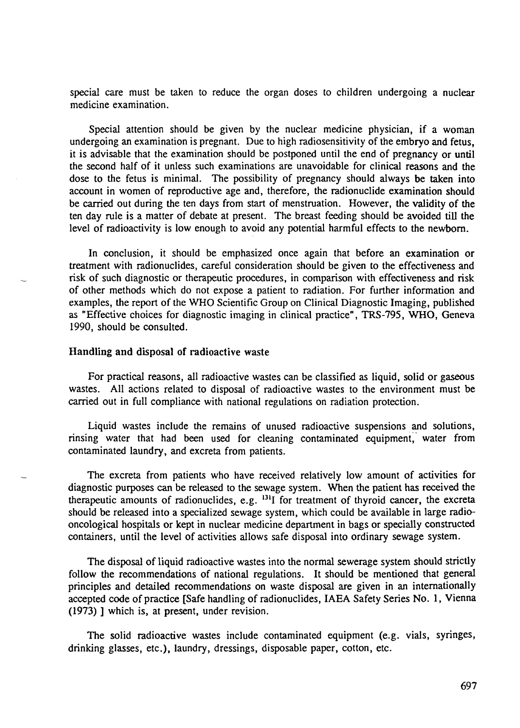special care must be taken to reduce the organ doses to children undergoing a nuclear medicine examination.

Special attention should be given by the nuclear medicine physician, if a woman undergoing an examination is pregnant. Due to high radiosensitivity of the embryo and fetus, it is advisable that the examination should be postponed until the end of pregnancy or until the second half of it unless such examinations are unavoidable for clinical reasons and the dose to the fetus is minimal. The possibility of pregnancy should always be taken into account in women of reproductive age and, therefore, the radionuclide examination should be carried out during the ten days from start of menstruation. However, the validity of the ten day rule is a matter of debate at present. The breast feeding should be avoided till the level of radioactivity is low enough to avoid any potential harmful effects to the newborn.

In conclusion, it should be emphasized once again that before an examination or treatment with radionuclides, careful consideration should be given to the effectiveness and risk of such diagnostic or therapeutic procedures, in comparison with effectiveness and risk of other methods which do not expose a patient to radiation. For further information and examples, the report of the WHO Scientific Group on Clinical Diagnostic Imaging, published as "Effective choices for diagnostic imaging in clinical practice", TRS-795, WHO, Geneva 1990, should be consulted.

### Handling and disposal of radioactive waste

For practical reasons, all radioactive wastes can be classified as liquid, solid or gaseous wastes. All actions related to disposal of radioactive wastes to the environment must be carried out in full compliance with national regulations on radiation protection.

Liquid wastes include the remains of unused radioactive suspensions and solutions, rinsing water that had been used for cleaning contaminated equipment, water from contaminated laundry, and excreta from patients.

The excreta from patients who have received relatively low amount of activities for diagnostic purposes can be released to the sewage system. When the patient has received the therapeutic amounts of radionuclides, e.g. $^{131}$I for treatment of thyroid cancer, the excreta should be released into a specialized sewage system, which could be available in large radio-oncological hospitals or kept in nuclear medicine department in bags or specially constructed containers, until the level of activities allows safe disposal into ordinary sewage system.

The disposal of liquid radioactive wastes into the normal sewerage system should strictly follow the recommendations of national regulations. It should be mentioned that general principles and detailed recommendations on waste disposal are given in an internationally accepted code of practice [Safe handling of radionuclides, IAEA Safety Series No. 1, Vienna (1973) ] which is, at present, under revision.

The solid radioactive wastes include contaminated equipment (e.g. vials, syringes, drinking glasses, etc.), laundry, dressings, disposable paper, cotton, etc.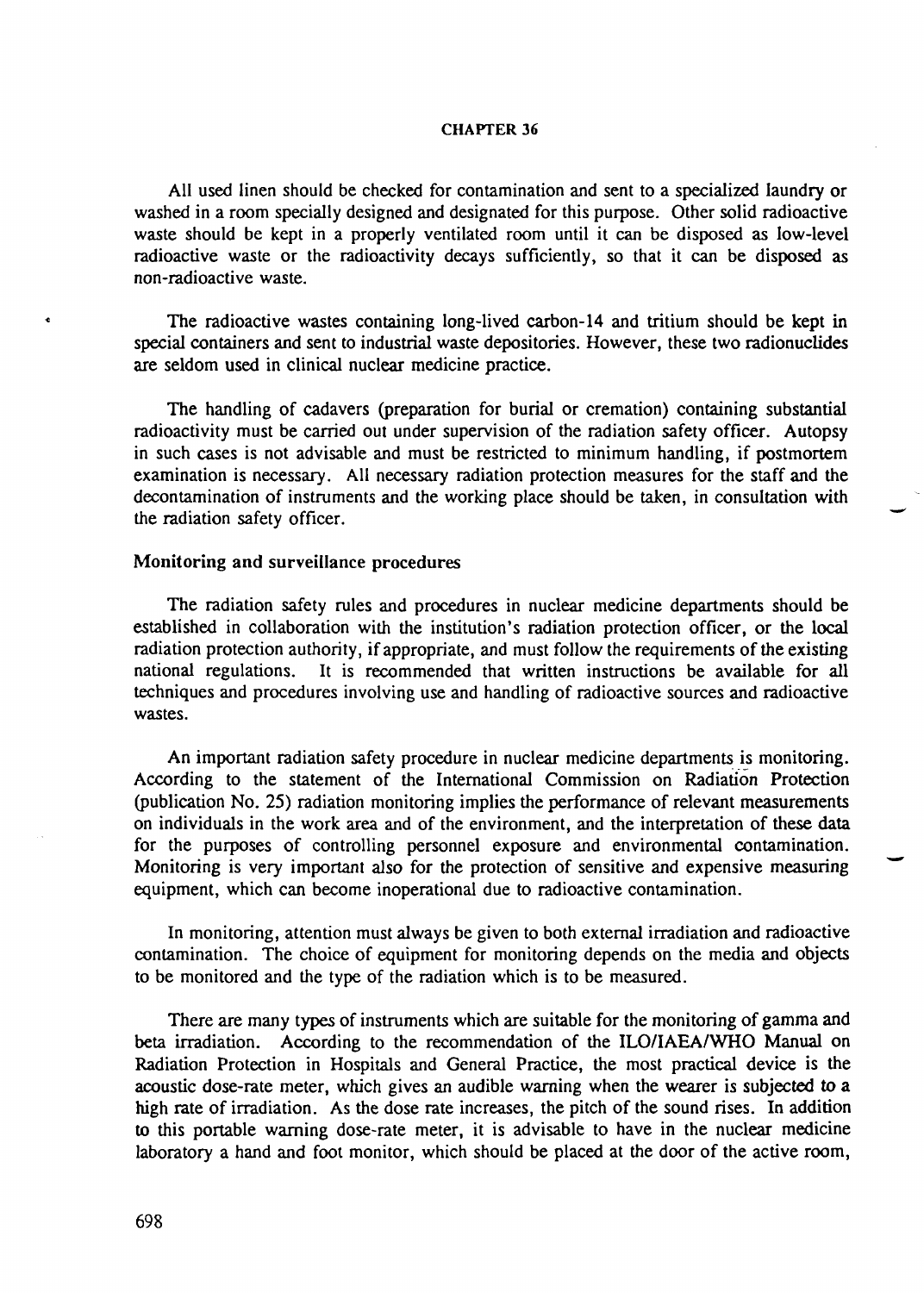All used linen should be checked for contamination and sent to a specialized laundry or washed in a room specially designed and designated for this purpose. Other solid radioactive waste should be kept in a properly ventilated room until it can be disposed as low-level radioactive waste or the radioactivity decays sufficiently, so that it can be disposed as non-radioactive waste.

The radioactive wastes containing long-lived carbon-14 and tritium should be kept in special containers and sent to industrial waste depositories. However, these two radionuclides are seldom used in clinical nuclear medicine practice.

The handling of cadavers (preparation for burial or cremation) containing substantial radioactivity must be carried out under supervision of the radiation safety officer. Autopsy in such cases is not advisable and must be restricted to minimum handling, if postmortem examination is necessary. All necessary radiation protection measures for the staff and the decontamination of instruments and the working place should be taken, in consultation with the radiation safety officer.

### Monitoring and surveillance procedures

The radiation safety rules and procedures in nuclear medicine departments should be established in collaboration with the institution's radiation protection officer, or the local radiation protection authority, if appropriate, and must follow the requirements of the existing national regulations. It is recommended that written instructions be available for all techniques and procedures involving use and handling of radioactive sources and radioactive wastes.

An important radiation safety procedure in nuclear medicine departments is monitoring. According to the statement of the International Commission on Radiation Protection (publication No. 25) radiation monitoring implies the performance of relevant measurements on individuals in the work area and of the environment, and the interpretation of these data for the purposes of controlling personnel exposure and environmental contamination. Monitoring is very important also for the protection of sensitive and expensive measuring equipment, which can become inoperational due to radioactive contamination.

In monitoring, attention must always be given to both external irradiation and radioactive contamination. The choice of equipment for monitoring depends on the media and objects to be monitored and the type of the radiation which is to be measured.

There are many types of instruments which are suitable for the monitoring of gamma and beta irradiation. According to the recommendation of the ILO/IAEA/WHO Manual on Radiation Protection in Hospitals and General Practice, the most practical device is the acoustic dose-rate meter, which gives an audible warning when the wearer is subjected to a high rate of irradiation. As the dose rate increases, the pitch of the sound rises. In addition to this portable warning dose-rate meter, it is advisable to have in the nuclear medicine laboratory a hand and foot monitor, which should be placed at the door of the active room,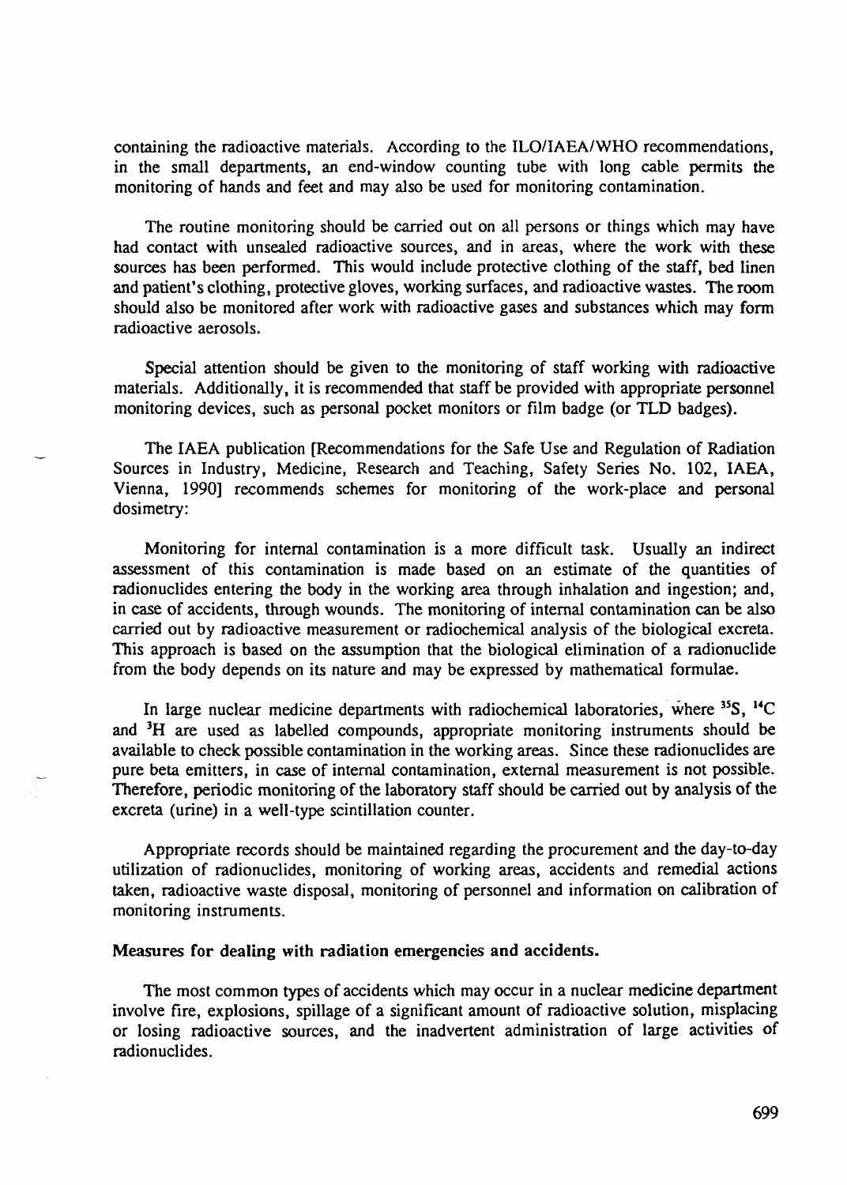containing the radioactive materials. According to the ILO/IAEA/WHO recommendations, in the small departments, an end-window counting tube with long cable permits the monitoring of hands and feet and may also be used for monitoring contamination.

The routine monitoring should be carried out on all persons or things which may have had contact with unsealed radioactive sources, and in areas, where the work with these sources has been performed. This would include protective clothing of the staff, bed linen and patient's clothing, protective gloves, working surfaces, and radioactive wastes. The room should also be monitored after work with radioactive gases and substances which may form radioactive aerosols.

Special attention should be given to the monitoring of staff working with radioactive materials. Additionally, it is recommended that staff be provided with appropriate personnel monitoring devices, such as personal pocket monitors or film badge (or TLD badges).

The IAEA publication [Recommendations for the Safe Use and Regulation of Radiation Sources in Industry, Medicine, Research and Teaching, Safety Series No. 102, IAEA, Vienna, 1990] recommends schemes for monitoring of the work-place and personal dosimetry:

Monitoring for internal contamination is a more difficult task. Usually an indirect assessment of this contamination is made based on an estimate of the quantities of radionuclides entering the body in the working area through inhalation and ingestion; and, in case of accidents, through wounds. The monitoring of internal contamination can be also carried out by radioactive measurement or radiochemical analysis of the biological excreta. This approach is based on the assumption that the biological elimination of a radionuclide from the body depends on its nature and may be expressed by mathematical formulae.

In large nuclear medicine departments with radiochemical laboratories, where $^{35}S$, $^{14}C$ and $^{3}H$ are used as labelled compounds, appropriate monitoring instruments should be available to check possible contamination in the working areas. Since these radionuclides are pure beta emitters, in case of internal contamination, external measurement is not possible. Therefore, periodic monitoring of the laboratory staff should be carried out by analysis of the excreta (urine) in a well-type scintillation counter.

Appropriate records should be maintained regarding the procurement and the day-to-day utilization of radionuclides, monitoring of working areas, accidents and remedial actions taken, radioactive waste disposal, monitoring of personnel and information on calibration of monitoring instruments.

**Measures for dealing with radiation emergencies and accidents.**

The most common types of accidents which may occur in a nuclear medicine department involve fire, explosions, spillage of a significant amount of radioactive solution, misplacing or losing radioactive sources, and the inadvertent administration of large activities of radionuclides.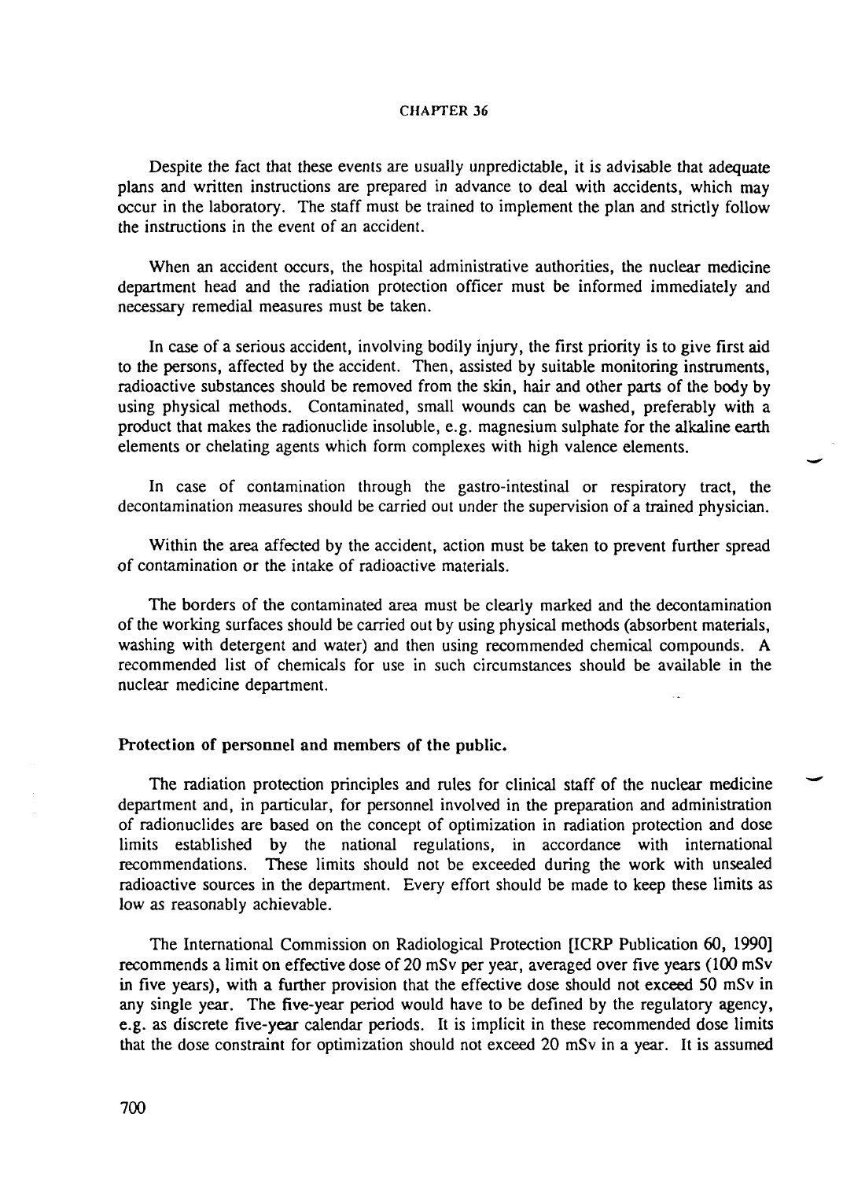Despite the fact that these events are usually unpredictable, it is advisable that adequate plans and written instructions are prepared in advance to deal with accidents, which may occur in the laboratory. The staff must be trained to implement the plan and strictly follow the instructions in the event of an accident.

When an accident occurs, the hospital administrative authorities, the nuclear medicine department head and the radiation protection officer must be informed immediately and necessary remedial measures must be taken.

In case of a serious accident, involving bodily injury, the first priority is to give first aid to the persons, affected by the accident. Then, assisted by suitable monitoring instruments, radioactive substances should be removed from the skin, hair and other parts of the body by using physical methods. Contaminated, small wounds can be washed, preferably with a product that makes the radionuclide insoluble, e.g. magnesium sulphate for the alkaline earth elements or chelating agents which form complexes with high valence elements.

In case of contamination through the gastro-intestinal or respiratory tract, the decontamination measures should be carried out under the supervision of a trained physician.

Within the area affected by the accident, action must be taken to prevent further spread of contamination or the intake of radioactive materials.

The borders of the contaminated area must be clearly marked and the decontamination of the working surfaces should be carried out by using physical methods (absorbent materials, washing with detergent and water) and then using recommended chemical compounds. A recommended list of chemicals for use in such circumstances should be available in the nuclear medicine department.

### Protection of personnel and members of the public.

The radiation protection principles and rules for clinical staff of the nuclear medicine department and, in particular, for personnel involved in the preparation and administration of radionuclides are based on the concept of optimization in radiation protection and dose limits established by the national regulations, in accordance with international recommendations. These limits should not be exceeded during the work with unsealed radioactive sources in the department. Every effort should be made to keep these limits as low as reasonably achievable.

The International Commission on Radiological Protection [ICRP Publication 60, 1990] recommends a limit on effective dose of 20 mSv per year, averaged over five years (100 mSv in five years), with a further provision that the effective dose should not exceed 50 mSv in any single year. The five-year period would have to be defined by the regulatory agency, e.g. as discrete five-year calendar periods. It is implicit in these recommended dose limits that the dose constraint for optimization should not exceed 20 mSv in a year. It is assumed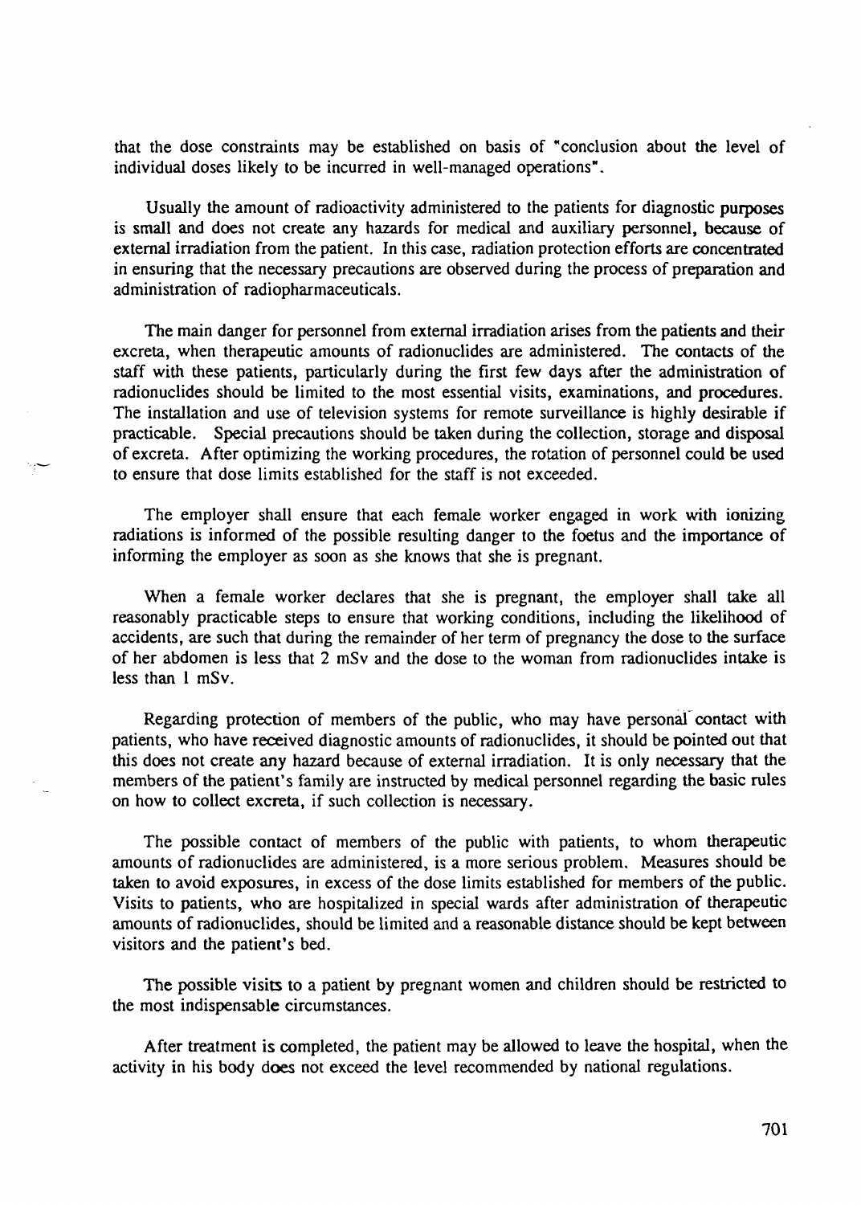that the dose constraints may be established on basis of "conclusion about the level of individual doses likely to be incurred in well-managed operations".

Usually the amount of radioactivity administered to the patients for diagnostic purposes is small and does not create any hazards for medical and auxiliary personnel, because of external irradiation from the patient. In this case, radiation protection efforts are concentrated in ensuring that the necessary precautions are observed during the process of preparation and administration of radiopharmaceuticals.

The main danger for personnel from external irradiation arises from the patients and their excreta, when therapeutic amounts of radionuclides are administered. The contacts of the staff with these patients, particularly during the first few days after the administration of radionuclides should be limited to the most essential visits, examinations, and procedures. The installation and use of television systems for remote surveillance is highly desirable if practicable. Special precautions should be taken during the collection, storage and disposal of excreta. After optimizing the working procedures, the rotation of personnel could be used to ensure that dose limits established for the staff is not exceeded.

The employer shall ensure that each female worker engaged in work with ionizing radiations is informed of the possible resulting danger to the foetus and the importance of informing the employer as soon as she knows that she is pregnant.

When a female worker declares that she is pregnant, the employer shall take all reasonably practicable steps to ensure that working conditions, including the likelihood of accidents, are such that during the remainder of her term of pregnancy the dose to the surface of her abdomen is less that 2 mSv and the dose to the woman from radionuclides intake is less than 1 mSv.

Regarding protection of members of the public, who may have personal contact with patients, who have received diagnostic amounts of radionuclides, it should be pointed out that this does not create any hazard because of external irradiation. It is only necessary that the members of the patient's family are instructed by medical personnel regarding the basic rules on how to collect excreta, if such collection is necessary.

The possible contact of members of the public with patients, to whom therapeutic amounts of radionuclides are administered, is a more serious problem. Measures should be taken to avoid exposures, in excess of the dose limits established for members of the public. Visits to patients, who are hospitalized in special wards after administration of therapeutic amounts of radionuclides, should be limited and a reasonable distance should be kept between visitors and the patient's bed.

The possible visits to a patient by pregnant women and children should be restricted to the most indispensable circumstances.

After treatment is completed, the patient may be allowed to leave the hospital, when the activity in his body does not exceed the level recommended by national regulations.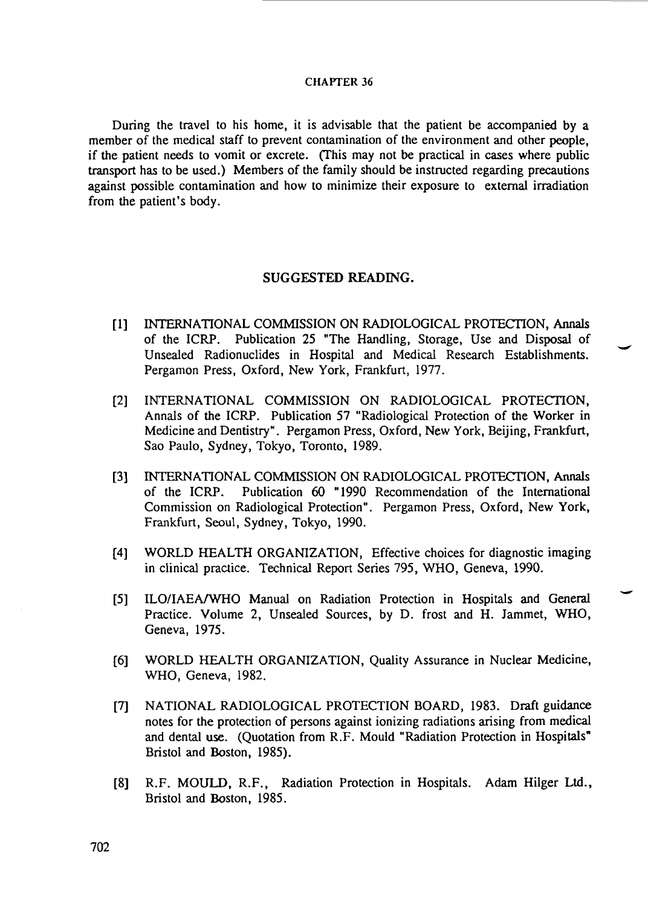During the travel to his home, it is advisable that the patient be accompanied by a member of the medical staff to prevent contamination of the environment and other people, if the patient needs to vomit or excrete. (This may not be practical in cases where public transport has to be used.) Members of the family should be instructed regarding precautions against possible contamination and how to minimize their exposure to external irradiation from the patient's body.

## SUGGESTED READING.

[1] INTERNATIONAL COMMISSION ON RADIOLOGICAL PROTECTION, Annals of the ICRP. Publication 25 "The Handling, Storage, Use and Disposal of Unsealed Radionuclides in Hospital and Medical Research Establishments. Pergamon Press, Oxford, New York, Frankfurt, 1977.

[2] INTERNATIONAL COMMISSION ON RADIOLOGICAL PROTECTION, Annals of the ICRP. Publication 57 "Radiological Protection of the Worker in Medicine and Dentistry". Pergamon Press, Oxford, New York, Beijing, Frankfurt, Sao Paulo, Sydney, Tokyo, Toronto, 1989.

[3] INTERNATIONAL COMMISSION ON RADIOLOGICAL PROTECTION, Annals of the ICRP. Publication 60 "1990 Recommendation of the International Commission on Radiological Protection". Pergamon Press, Oxford, New York, Frankfurt, Seoul, Sydney, Tokyo, 1990.

[4] WORLD HEALTH ORGANIZATION, Effective choices for diagnostic imaging in clinical practice. Technical Report Series 795, WHO, Geneva, 1990.

[5] ILO/IAEA/WHO Manual on Radiation Protection in Hospitals and General Practice. Volume 2, Unsealed Sources, by D. frost and H. Jammet, WHO, Geneva, 1975.

[6] WORLD HEALTH ORGANIZATION, Quality Assurance in Nuclear Medicine, WHO, Geneva, 1982.

[7] NATIONAL RADIOLOGICAL PROTECTION BOARD, 1983. Draft guidance notes for the protection of persons against ionizing radiations arising from medical and dental use. (Quotation from R.F. Mould "Radiation Protection in Hospitals" Bristol and Boston, 1985).

[8] R.F. MOULD, R.F., Radiation Protection in Hospitals. Adam Hilger Ltd., Bristol and Boston, 1985.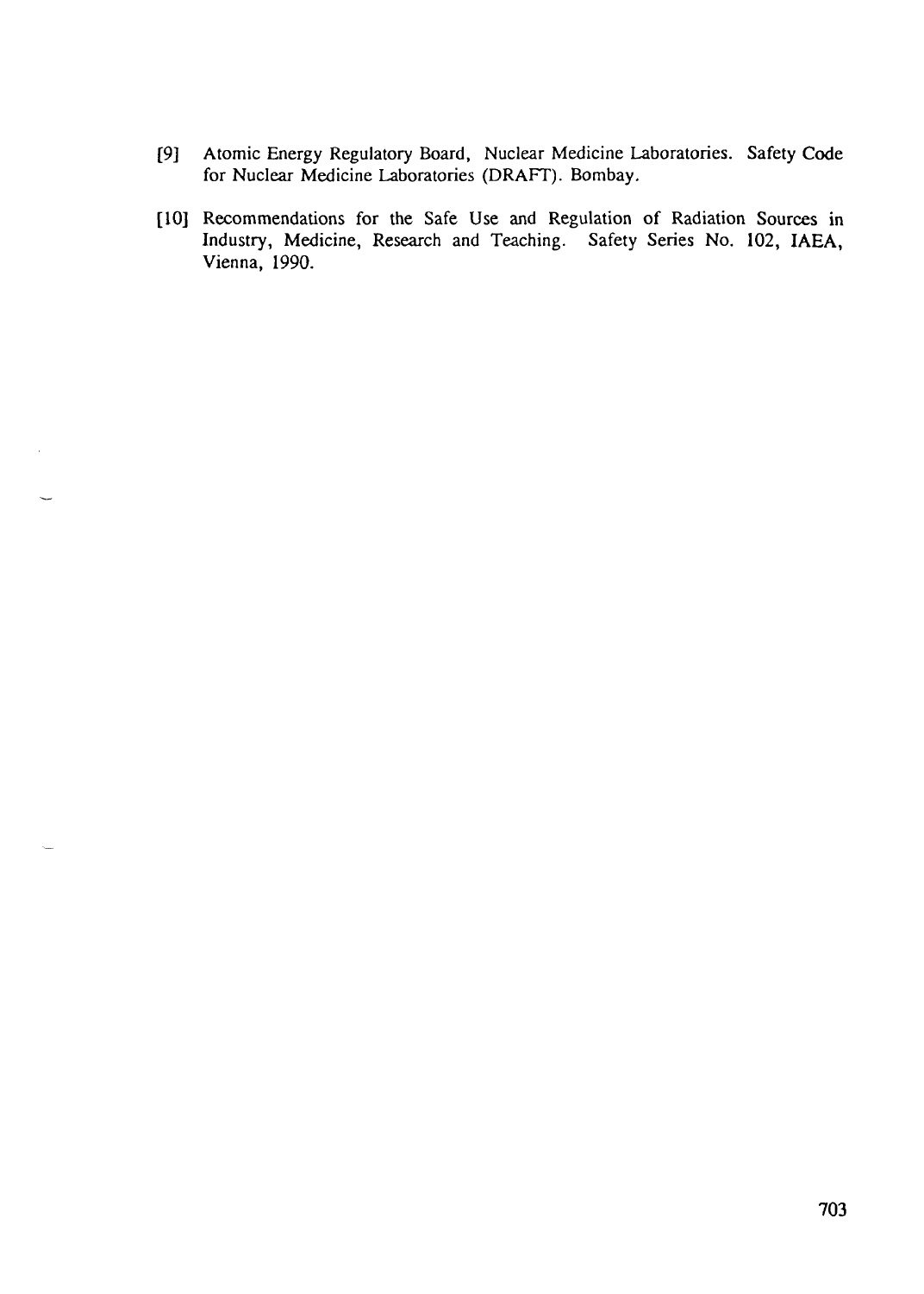[9] Atomic Energy Regulatory Board, Nuclear Medicine Laboratories. Safety Code for Nuclear Medicine Laboratories (DRAFT). Bombay.

[10] Recommendations for the Safe Use and Regulation of Radiation Sources in Industry, Medicine, Research and Teaching. Safety Series No. 102, IAEA, Vienna, 1990.